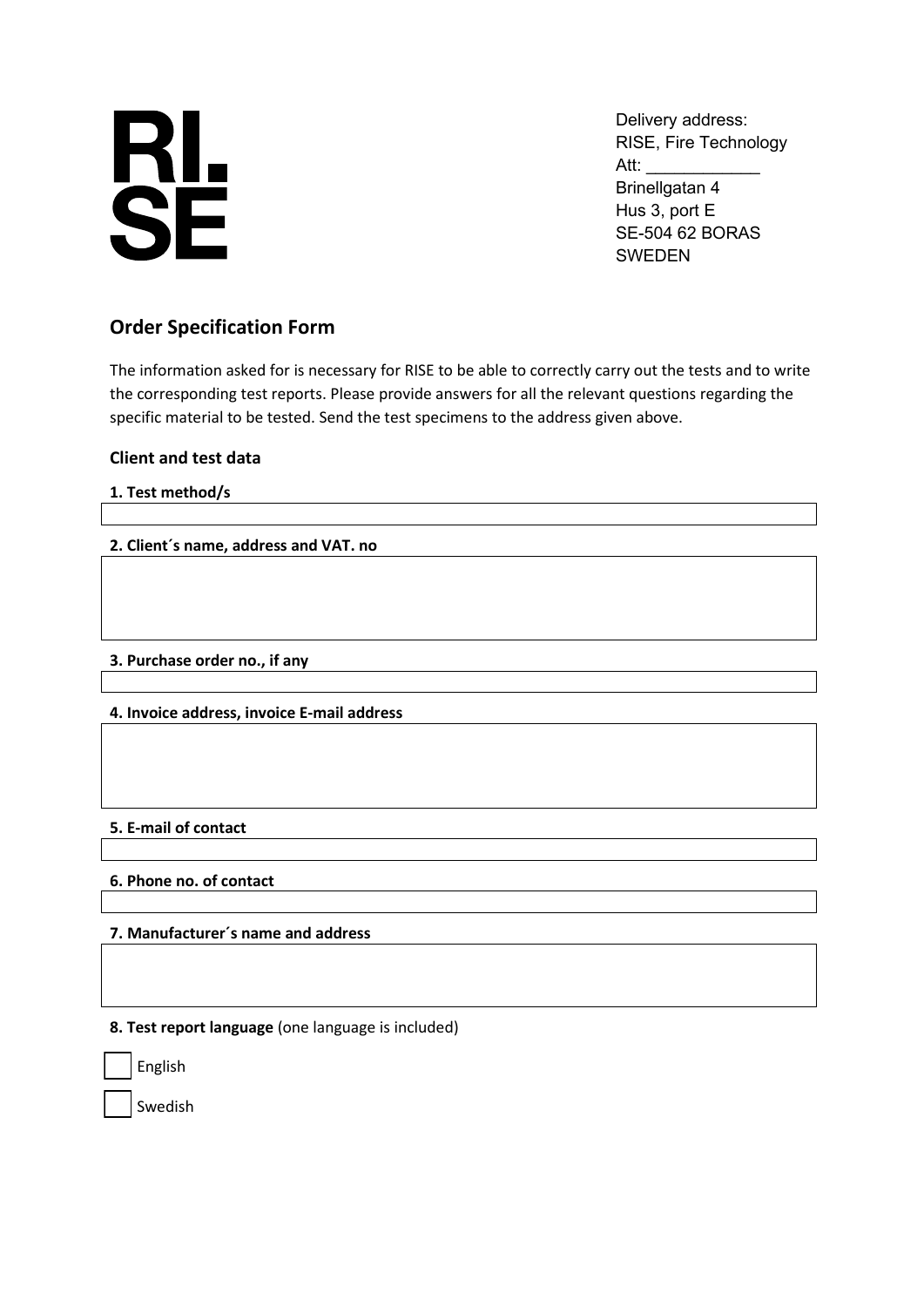RI.
SE

Delivery address:
RISE, Fire Technology
Att: ___________
Brinellgatan 4
Hus 3, port E
SE-504 62 BORAS
SWEDEN

## Order Specification Form

The information asked for is necessary for RISE to be able to correctly carry out the tests and to write the corresponding test reports. Please provide answers for all the relevant questions regarding the specific material to be tested. Send the test specimens to the address given above.

### Client and test data

**1. Test method/s**

**2. Client´s name, address and VAT. no**

**3. Purchase order no., if any**

**4. Invoice address, invoice E-mail address**

**5. E-mail of contact**

**6. Phone no. of contact**

**7. Manufacturer´s name and address**

**8. Test report language** (one language is included)

- [ ] English
- [ ] Swedish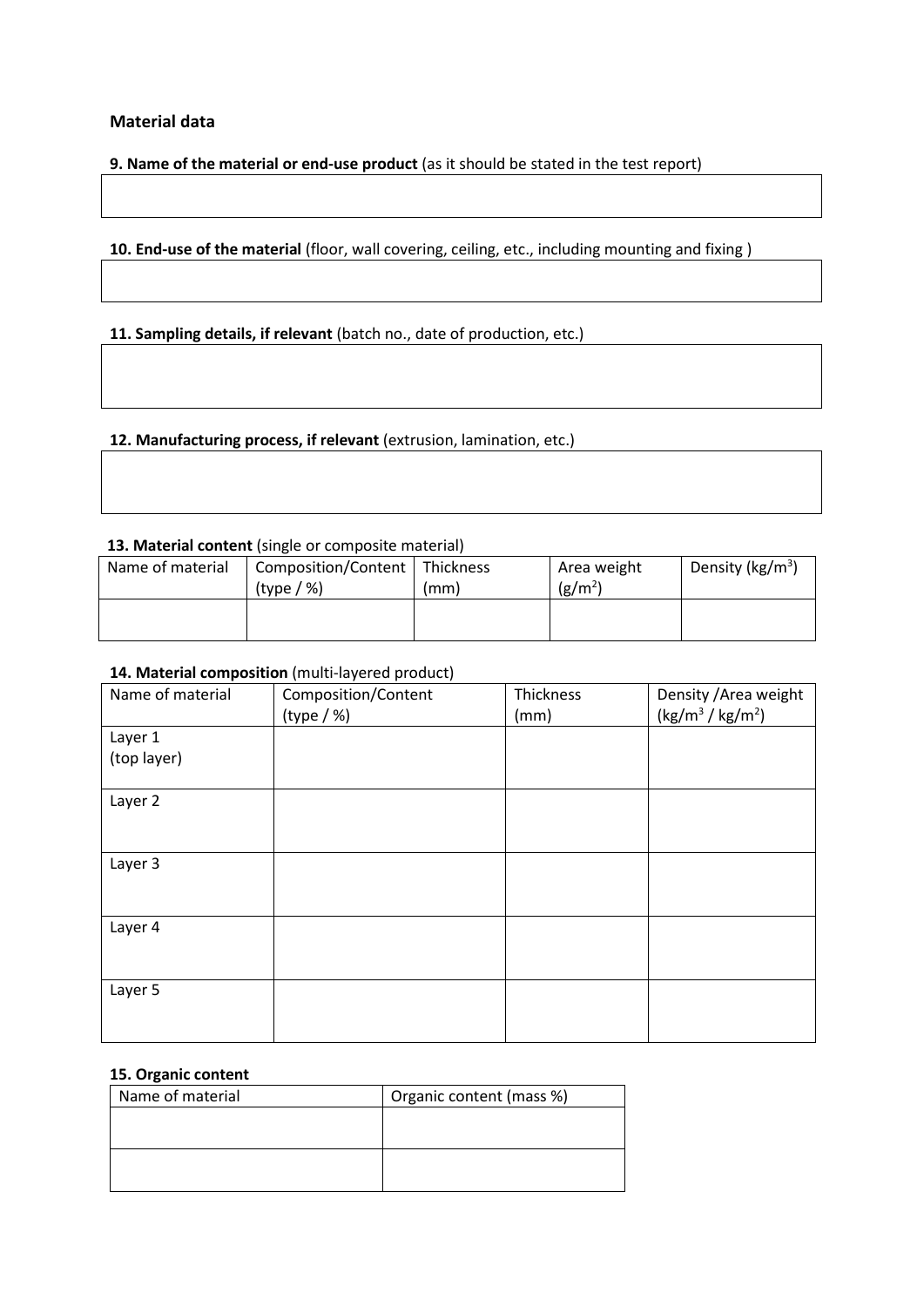## Material data

**9. Name of the material or end-use product** (as it should be stated in the test report)

**10. End-use of the material** (floor, wall covering, ceiling, etc., including mounting and fixing )

**11. Sampling details, if relevant** (batch no., date of production, etc.)

**12. Manufacturing process, if relevant** (extrusion, lamination, etc.)

**13. Material content** (single or composite material)

| Name of material | Composition/Content (type / %) | Thickness (mm) | Area weight ($g/m^2$) | Density ($kg/m^3$) |
|---|---|---|---|---|
| | | | | |

**14. Material composition** (multi-layered product)

| Name of material | Composition/Content (type / %) | Thickness (mm) | Density /Area weight ($kg/m^3$ / $kg/m^2$) |
|---|---|---|---|
| Layer 1 (top layer) | | | |
| Layer 2 | | | |
| Layer 3 | | | |
| Layer 4 | | | |
| Layer 5 | | | |

**15. Organic content**

| Name of material | Organic content (mass %) |
|---|---|
| | |
| | |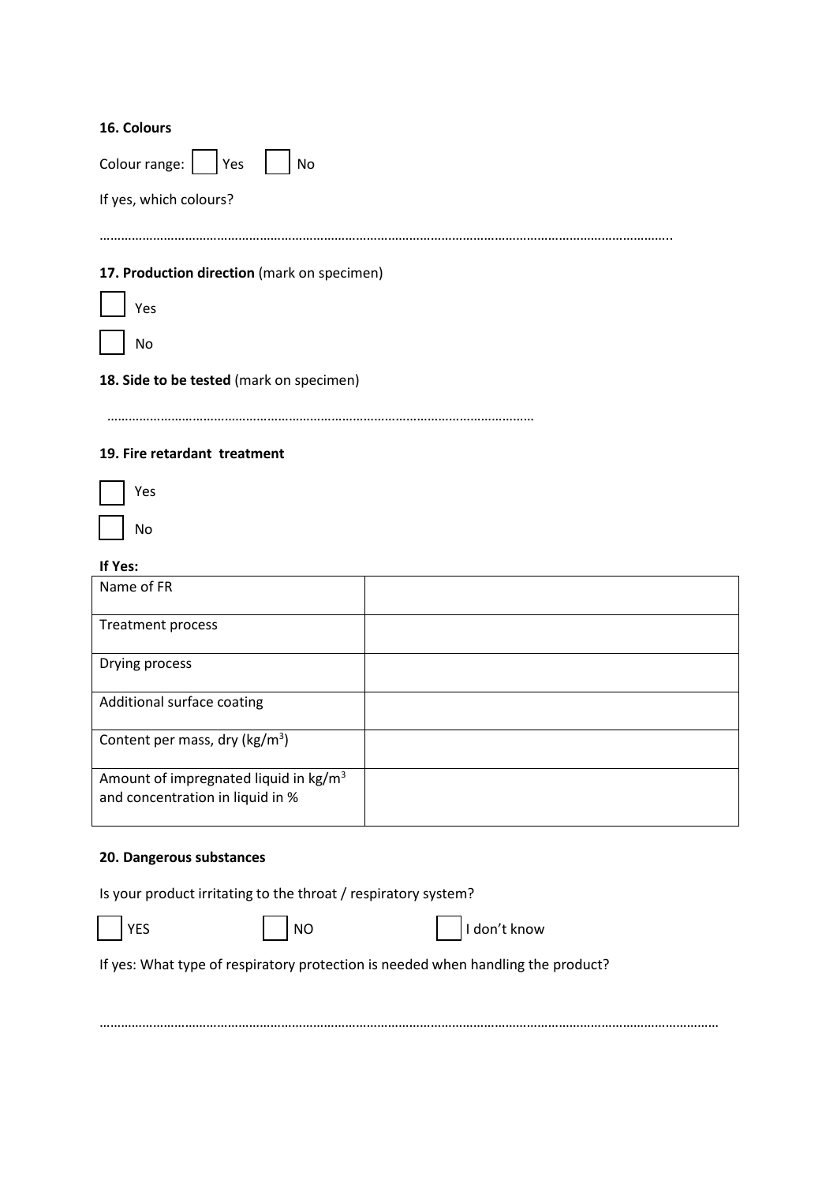**16. Colours**

Colour range: ☐ Yes ☐ No

If yes, which colours?

……………………………………………………………………………………………………………………………………………..

**17. Production direction** (mark on specimen)

☐ Yes

☐ No

**18. Side to be tested** (mark on specimen)

…………………………………………………………………………………………………………

**19. Fire retardant treatment**

☐ Yes

☐ No

**If Yes:**

| | |
|---|---|
| Name of FR | |
| Treatment process | |
| Drying process | |
| Additional surface coating | |
| Content per mass, dry ($kg/m^3$) | |
| Amount of impregnated liquid in $kg/m^3$ and concentration in liquid in % | |

**20. Dangerous substances**

Is your product irritating to the throat / respiratory system?

☐ YES ☐ NO ☐ I don't know

If yes: What type of respiratory protection is needed when handling the product?

……………………………………………………………………………………………………………………………………………………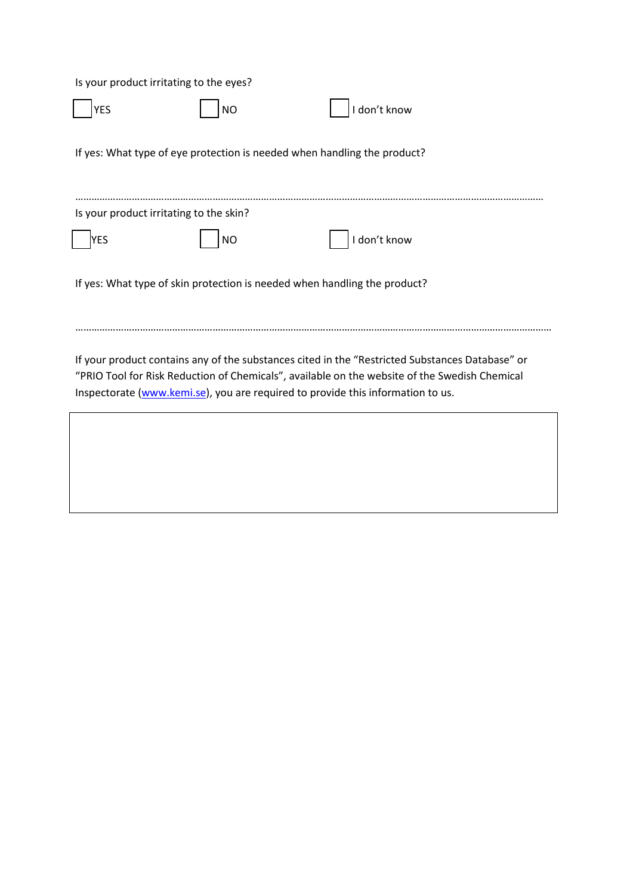Is your product irritating to the eyes?

☐ YES ☐ NO ☐ I don't know

If yes: What type of eye protection is needed when handling the product?

……………………………………………………………………………………………………………………………………………………

Is your product irritating to the skin?

☐ YES ☐ NO ☐ I don't know

If yes: What type of skin protection is needed when handling the product?

……………………………………………………………………………………………………………………………………………………

If your product contains any of the substances cited in the "Restricted Substances Database" or "PRIO Tool for Risk Reduction of Chemicals", available on the website of the Swedish Chemical Inspectorate ([www.kemi.se](http://www.kemi.se)), you are required to provide this information to us.

| |
|---|
| |